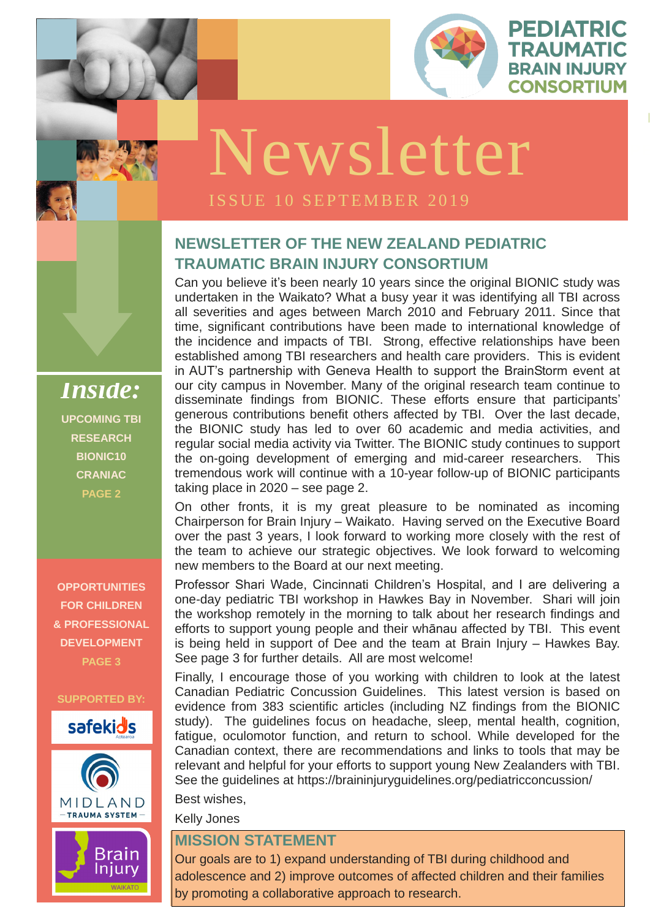# PEDIATRIC TRAUMATIC BRAIN INJURY CONSORTIUM

# Newsletter

ISSUE 10 SEPTEMBER 2019

## NEWSLETTER OF THE NEW ZEALAND PEDIATRIC TRAUMATIC BRAIN INJURY CONSORTIUM

Can you believe it's been nearly 10 years since the original BIONIC study was undertaken in the Waikato? What a busy year it was identifying all TBI across all severities and ages between March 2010 and February 2011. Since that time, significant contributions have been made to international knowledge of the incidence and impacts of TBI. Strong, effective relationships have been established among TBI researchers and health care providers. This is evident in AUT's partnership with Geneva Health to support the BrainStorm event at our city campus in November. Many of the original research team continue to disseminate findings from BIONIC. These efforts ensure that participants' generous contributions benefit others affected by TBI. Over the last decade, the BIONIC study has led to over 60 academic and media activities, and regular social media activity via Twitter. The BIONIC study continues to support the on-going development of emerging and mid-career researchers. This tremendous work will continue with a 10-year follow-up of BIONIC participants taking place in 2020 – see page 2.

On other fronts, it is my great pleasure to be nominated as incoming Chairperson for Brain Injury – Waikato. Having served on the Executive Board over the past 3 years, I look forward to working more closely with the rest of the team to achieve our strategic objectives. We look forward to welcoming new members to the Board at our next meeting.

Professor Shari Wade, Cincinnati Children's Hospital, and I are delivering a one-day pediatric TBI workshop in Hawkes Bay in November. Shari will join the workshop remotely in the morning to talk about her research findings and efforts to support young people and their whānau affected by TBI. This event is being held in support of Dee and the team at Brain Injury – Hawkes Bay. See page 3 for further details. All are most welcome!

Finally, I encourage those of you working with children to look at the latest Canadian Pediatric Concussion Guidelines. This latest version is based on evidence from 383 scientific articles (including NZ findings from the BIONIC study). The guidelines focus on headache, sleep, mental health, cognition, fatigue, oculomotor function, and return to school. While developed for the Canadian context, there are recommendations and links to tools that may be relevant and helpful for your efforts to support young New Zealanders with TBI. See the guidelines at https://braininjuryguidelines.org/pediatricconcussion/

Best wishes,

Kelly Jones

## MISSION STATEMENT

Our goals are to 1) expand understanding of TBI during childhood and adolescence and 2) improve outcomes of affected children and their families by promoting a collaborative approach to research.

## *Inside:*

**UPCOMING TBI RESEARCH**
**BIONIC10**
**CRANIAC**
**PAGE 2**

**OPPORTUNITIES FOR CHILDREN & PROFESSIONAL DEVELOPMENT**
**PAGE 3**

**SUPPORTED BY:**

safekids Aotearoa

MIDLAND TRAUMA SYSTEM

Brain Injury WAIKATO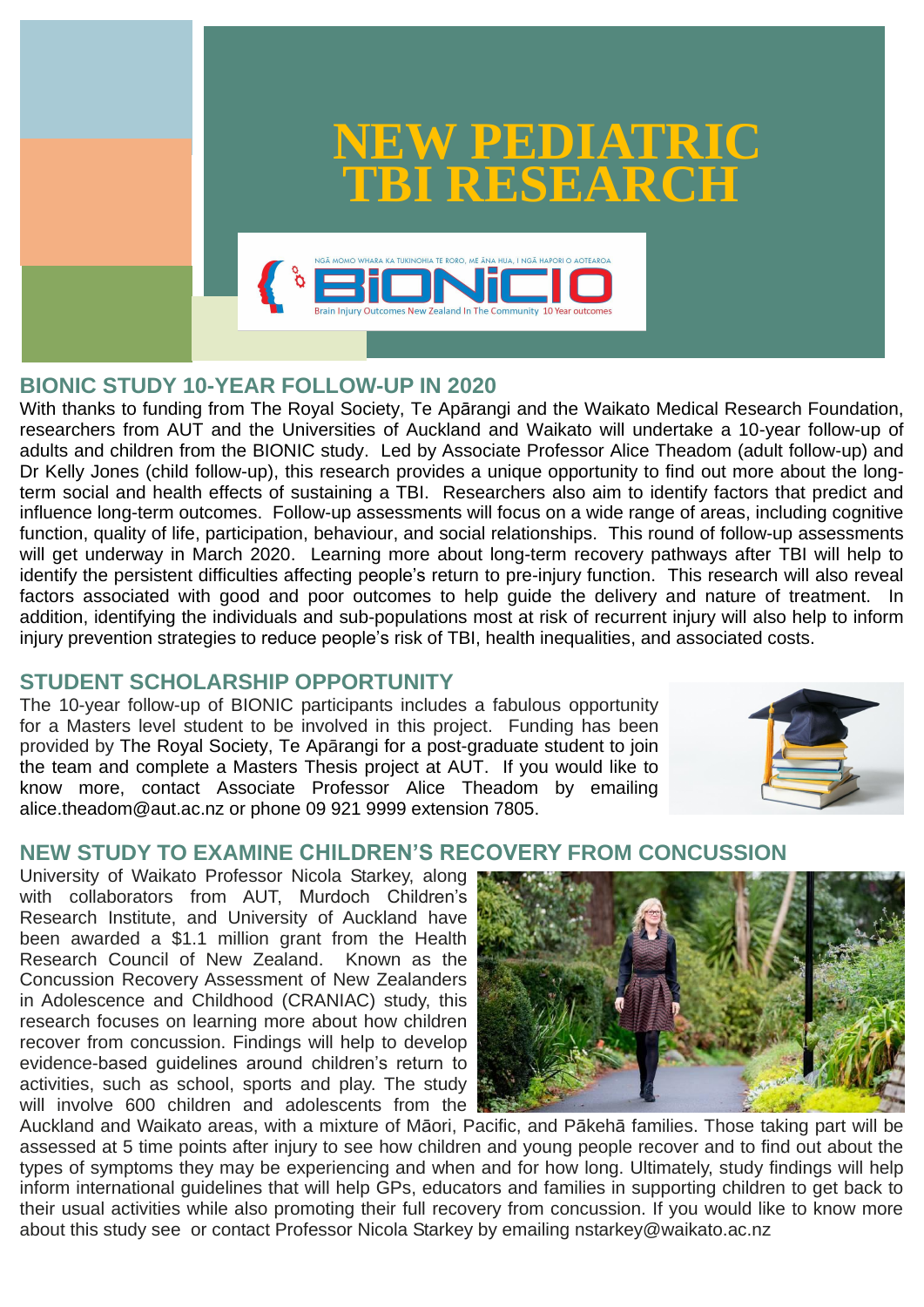# NEW PEDIATRIC TBI RESEARCH

NGĀ MOMO WHARA KA TUKINOHIA TE RORO, MĒ ĀNA HUA, I NGĀ HAPORI O AOTEAROA

BIONIC10

Brain Injury Outcomes New Zealand In The Community 10 Year outcomes

## BIONIC STUDY 10-YEAR FOLLOW-UP IN 2020

With thanks to funding from The Royal Society, Te Apārangi and the Waikato Medical Research Foundation, researchers from AUT and the Universities of Auckland and Waikato will undertake a 10-year follow-up of adults and children from the BIONIC study. Led by Associate Professor Alice Theadom (adult follow-up) and Dr Kelly Jones (child follow-up), this research provides a unique opportunity to find out more about the long-term social and health effects of sustaining a TBI. Researchers also aim to identify factors that predict and influence long-term outcomes. Follow-up assessments will focus on a wide range of areas, including cognitive function, quality of life, participation, behaviour, and social relationships. This round of follow-up assessments will get underway in March 2020. Learning more about long-term recovery pathways after TBI will help to identify the persistent difficulties affecting people's return to pre-injury function. This research will also reveal factors associated with good and poor outcomes to help guide the delivery and nature of treatment. In addition, identifying the individuals and sub-populations most at risk of recurrent injury will also help to inform injury prevention strategies to reduce people's risk of TBI, health inequalities, and associated costs.

## STUDENT SCHOLARSHIP OPPORTUNITY

The 10-year follow-up of BIONIC participants includes a fabulous opportunity for a Masters level student to be involved in this project. Funding has been provided by The Royal Society, Te Apārangi for a post-graduate student to join the team and complete a Masters Thesis project at AUT. If you would like to know more, contact Associate Professor Alice Theadom by emailing alice.theadom@aut.ac.nz or phone 09 921 9999 extension 7805.

## NEW STUDY TO EXAMINE CHILDREN'S RECOVERY FROM CONCUSSION

University of Waikato Professor Nicola Starkey, along with collaborators from AUT, Murdoch Children's Research Institute, and University of Auckland have been awarded a $1.1 million grant from the Health Research Council of New Zealand. Known as the Concussion Recovery Assessment of New Zealanders in Adolescence and Childhood (CRANIAC) study, this research focuses on learning more about how children recover from concussion. Findings will help to develop evidence-based guidelines around children's return to activities, such as school, sports and play. The study will involve 600 children and adolescents from the Auckland and Waikato areas, with a mixture of Māori, Pacific, and Pākehā families. Those taking part will be assessed at 5 time points after injury to see how children and young people recover and to find out about the types of symptoms they may be experiencing and when and for how long. Ultimately, study findings will help inform international guidelines that will help GPs, educators and families in supporting children to get back to their usual activities while also promoting their full recovery from concussion. If you would like to know more about this study see or contact Professor Nicola Starkey by emailing nstarkey@waikato.ac.nz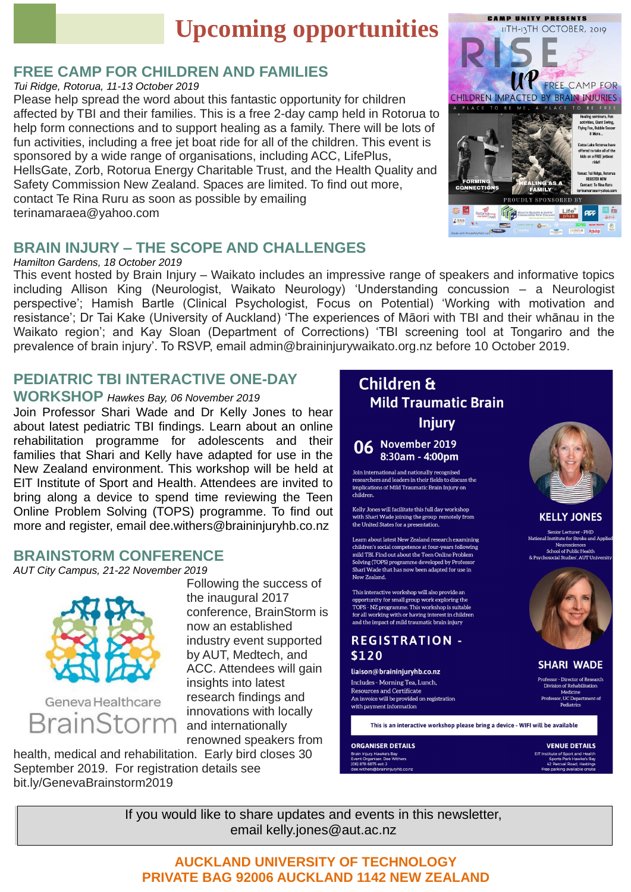# Upcoming opportunities

## FREE CAMP FOR CHILDREN AND FAMILIES

*Tui Ridge, Rotorua, 11-13 October 2019*

Please help spread the word about this fantastic opportunity for children affected by TBI and their families. This is a free 2-day camp held in Rotorua to help form connections and to support healing as a family. There will be lots of fun activities, including a free jet boat ride for all of the children. This event is sponsored by a wide range of organisations, including ACC, LifePlus, HellsGate, Zorb, Rotorua Energy Charitable Trust, and the Health Quality and Safety Commission New Zealand. Spaces are limited. To find out more, contact Te Rina Ruru as soon as possible by emailing terinamaraea@yahoo.com

## BRAIN INJURY – THE SCOPE AND CHALLENGES

*Hamilton Gardens, 18 October 2019*

This event hosted by Brain Injury – Waikato includes an impressive range of speakers and informative topics including Allison King (Neurologist, Waikato Neurology) 'Understanding concussion – a Neurologist perspective'; Hamish Bartle (Clinical Psychologist, Focus on Potential) 'Working with motivation and resistance'; Dr Tai Kake (University of Auckland) 'The experiences of Māori with TBI and their whānau in the Waikato region'; and Kay Sloan (Department of Corrections) 'TBI screening tool at Tongariro and the prevalence of brain injury'. To RSVP, email admin@braininjurywaikato.org.nz before 10 October 2019.

## PEDIATRIC TBI INTERACTIVE ONE-DAY WORKSHOP *Hawkes Bay, 06 November 2019*

Join Professor Shari Wade and Dr Kelly Jones to hear about latest pediatric TBI findings. Learn about an online rehabilitation programme for adolescents and their families that Shari and Kelly have adapted for use in the New Zealand environment. This workshop will be held at EIT Institute of Sport and Health. Attendees are invited to bring along a device to spend time reviewing the Teen Online Problem Solving (TOPS) programme. To find out more and register, email dee.withers@braininjuryhb.co.nz

## BRAINSTORM CONFERENCE

*AUT City Campus, 21-22 November 2019*

Following the success of the inaugural 2017 conference, BrainStorm is now an established industry event supported by AUT, Medtech, and ACC. Attendees will gain insights into latest research findings and innovations with locally and internationally renowned speakers from health, medical and rehabilitation. Early bird closes 30 September 2019. For registration details see bit.ly/GenevaBrainstorm2019

If you would like to share updates and events in this newsletter, email kelly.jones@aut.ac.nz

**AUCKLAND UNIVERSITY OF TECHNOLOGY**
**PRIVATE BAG 92006 AUCKLAND 1142 NEW ZEALAND**